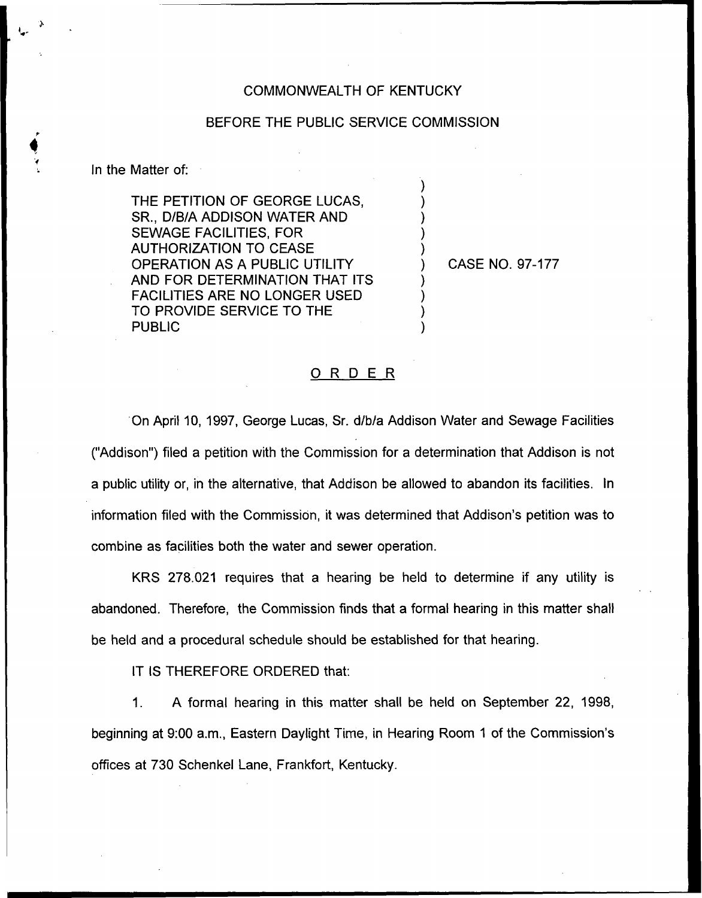COMMONWEALTH OF KENTUCKY

BEFORE THE PUBLIC SERVICE COMMISSION

In the Matter of:

THE PETITION OF GEORGE LUCAS, SR., D/B/A ADDISON WATER AND SEWAGE FACILITIES, FOR AUTHORIZATION TO CEASE OPERATION AS A PUBLIC UTILITY AND FOR DETERMINATION THAT ITS FACILITIES ARE NO LONGER USED TO PROVIDE SERVICE TO THE PUBLIC ) CASE NO. 97-177

## O R D E R

On April 10, 1997, George Lucas, Sr. d/b/a Addison Water and Sewage Facilities ("Addison") filed a petition with the Commission for a determination that Addison is not a public utility or, in the alternative, that Addison be allowed to abandon its facilities. In information filed with the Commission, it was determined that Addison's petition was to combine as facilities both the water and sewer operation.

KRS 278.021 requires that a hearing be held to determine if any utility is abandoned. Therefore, the Commission finds that a formal hearing in this matter shall be held and a procedural schedule should be established for that hearing.

IT IS THEREFORE ORDERED that:

1. A formal hearing in this matter shall be held on September 22, 1998, beginning at 9:00 a.m., Eastern Daylight Time, in Hearing Room 1 of the Commission's offices at 730 Schenkel Lane, Frankfort, Kentucky.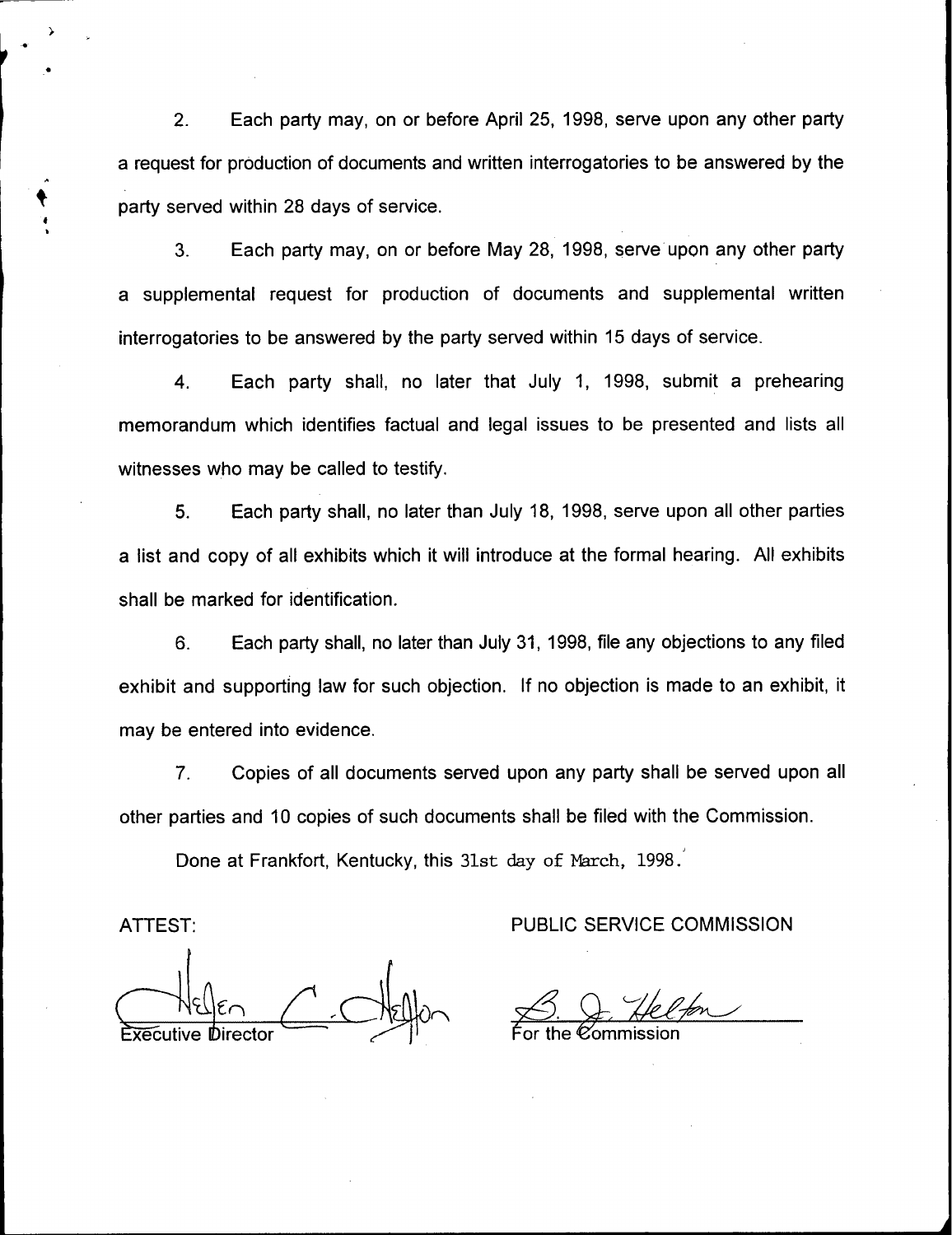2. Each party may, on or before April 25, 1998, serve upon any other party a request for production of documents and written interrogatories to be answered by the party served within 28 days of service.

3. Each party may, on or before May 28, 1998, serve upon any other party a supplemental request for production of documents and supplemental written interrogatories to be answered by the party served within 15 days of service.

4. Each party shall, no later that July 1, 1998, submit a prehearing memorandum which identifies factual and legal issues to be presented and lists all witnesses who may be called to testify.

5. Each party shall, no later than July 18, 1998, serve upon all other parties a list and copy of all exhibits which it will introduce at the formal hearing. All exhibits shall be marked for identification.

6. Each party shall, no later than July 31, 1998, file any objections to any filed exhibit and supporting law for such objection. If no objection is made to an exhibit, it may be entered into evidence.

7. Copies of all documents served upon any party shall be served upon all other parties and 10 copies of such documents shall be filed with the Commission.

Done at Frankfort, Kentucky, this 31st day of March, 1998.

ATTEST:

Executive Director

PUBLIC SERVICE COMMISSION

For the Commission